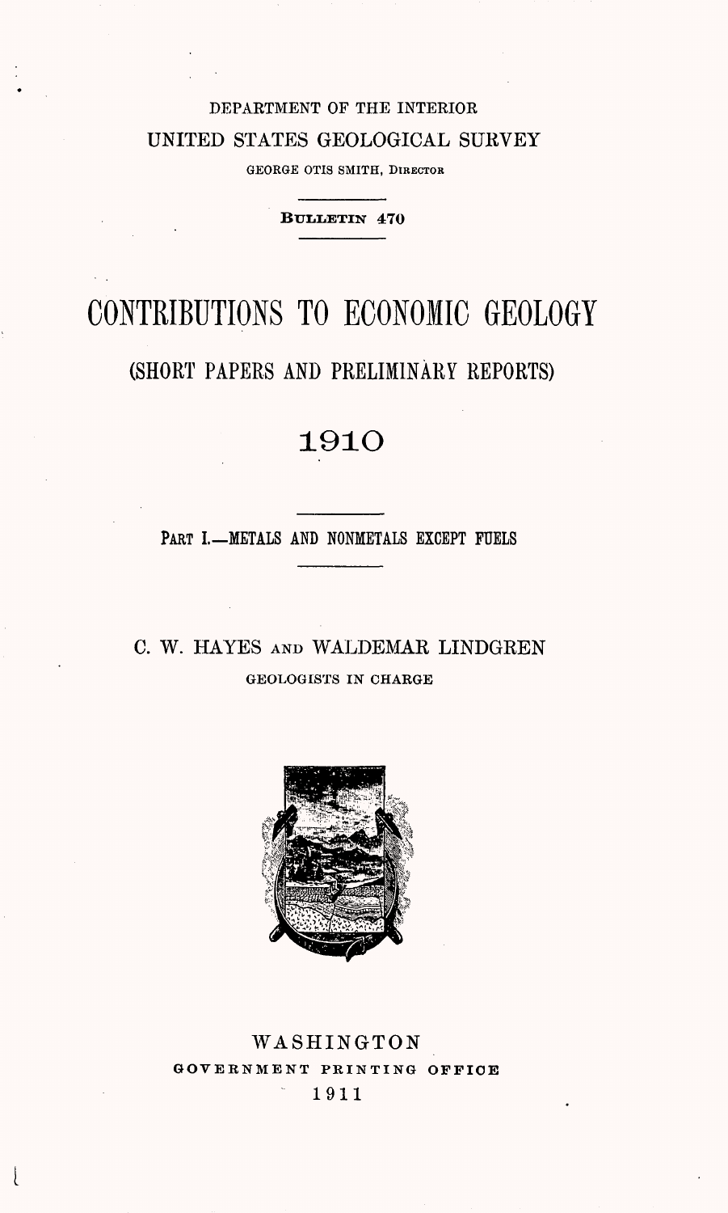DEPARTMENT OF THE INTERIOR

UNITED STATES GEOLOGICAL SURVEY

GEORGE OTIS SMITH, DIRECTOR

---

**BULLETIN 470**

---

# CONTRIBUTIONS TO ECONOMIC GEOLOGY

## (SHORT PAPERS AND PRELIMINARY REPORTS)

## 1910

---

PART I.—METALS AND NONMETALS EXCEPT FUELS

---

C. W. HAYES AND WALDEMAR LINDGREN

GEOLOGISTS IN CHARGE

WASHINGTON

GOVERNMENT PRINTING OFFICE

1911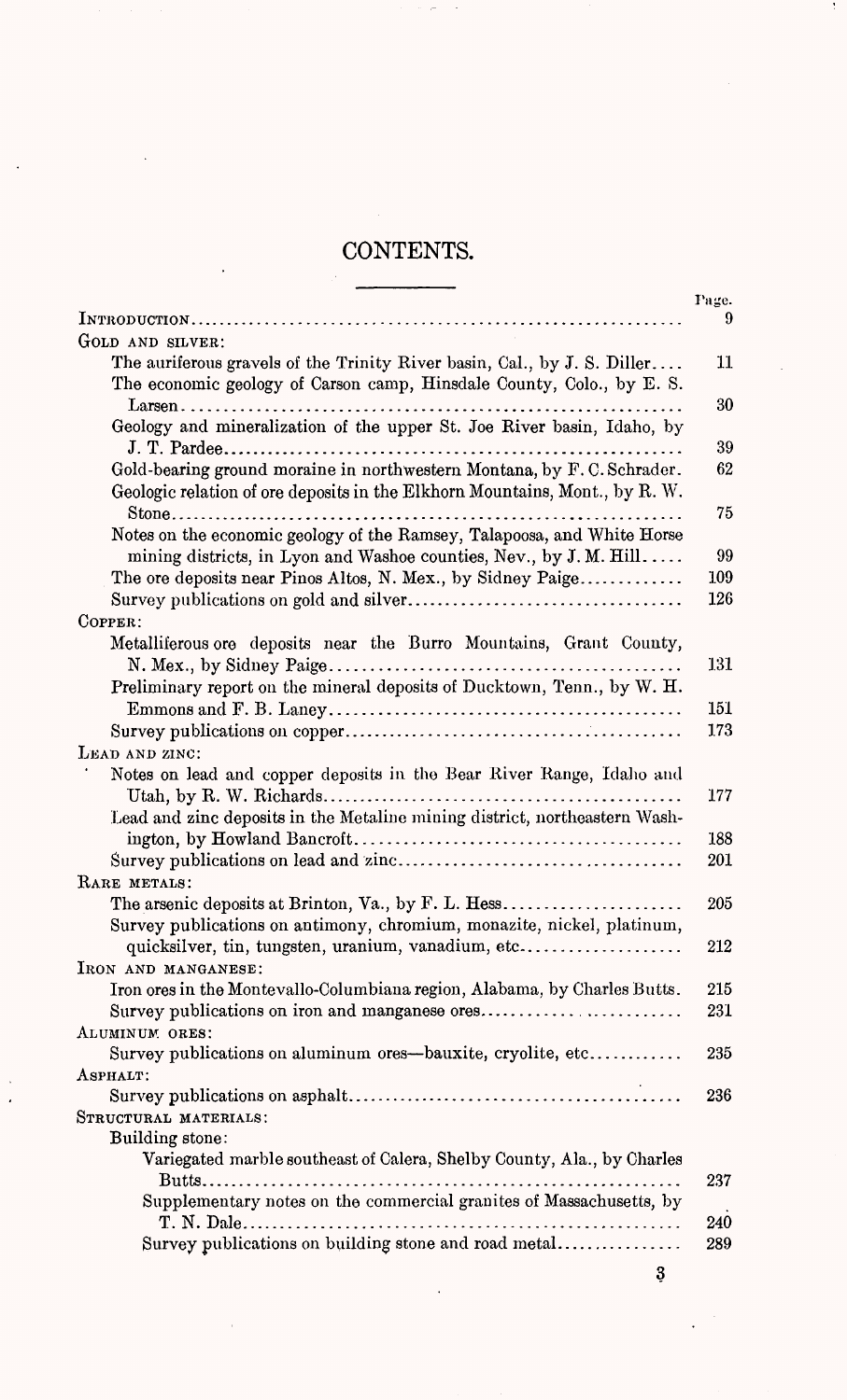# CONTENTS.

| | Page. |
|---|---|
| INTRODUCTION | 9 |
| GOLD AND SILVER: | |
| The auriferous gravels of the Trinity River basin, Cal., by J. S. Diller | 11 |
| The economic geology of Carson camp, Hinsdale County, Colo., by E. S. Larsen | 30 |
| Geology and mineralization of the upper St. Joe River basin, Idaho, by J. T. Pardee | 39 |
| Gold-bearing ground moraine in northwestern Montana, by F. C. Schrader | 62 |
| Geologic relation of ore deposits in the Elkhorn Mountains, Mont., by R. W. Stone | 75 |
| Notes on the economic geology of the Ramsey, Talapoosa, and White Horse mining districts, in Lyon and Washoe counties, Nev., by J. M. Hill | 99 |
| The ore deposits near Pinos Altos, N. Mex., by Sidney Paige | 109 |
| Survey publications on gold and silver | 126 |
| COPPER: | |
| Metalliferous ore deposits near the Burro Mountains, Grant County, N. Mex., by Sidney Paige | 131 |
| Preliminary report on the mineral deposits of Ducktown, Tenn., by W. H. Emmons and F. B. Laney | 151 |
| Survey publications on copper | 173 |
| LEAD AND ZINC: | |
| Notes on lead and copper deposits in the Bear River Range, Idaho and Utah, by R. W. Richards | 177 |
| Lead and zinc deposits in the Metaline mining district, northeastern Washington, by Howland Bancroft | 188 |
| Survey publications on lead and zinc | 201 |
| RARE METALS: | |
| The arsenic deposits at Brinton, Va., by F. L. Hess | 205 |
| Survey publications on antimony, chromium, monazite, nickel, platinum, quicksilver, tin, tungsten, uranium, vanadium, etc | 212 |
| IRON AND MANGANESE: | |
| Iron ores in the Montevallo-Columbiana region, Alabama, by Charles Butts | 215 |
| Survey publications on iron and manganese ores | 231 |
| ALUMINUM ORES: | |
| Survey publications on aluminum ores—bauxite, cryolite, etc | 235 |
| ASPHALT: | |
| Survey publications on asphalt | 236 |
| STRUCTURAL MATERIALS: | |
| Building stone: | |
| Variegated marble southeast of Calera, Shelby County, Ala., by Charles Butts | 237 |
| Supplementary notes on the commercial granites of Massachusetts, by T. N. Dale | 240 |
| Survey publications on building stone and road metal | 289 |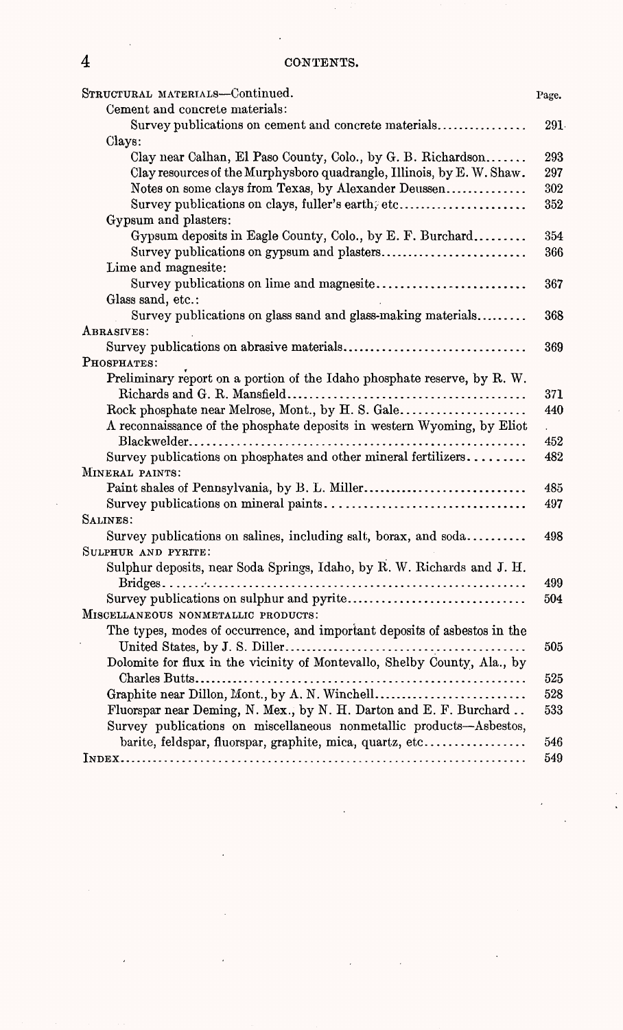# CONTENTS.

| | Page. |
|---|---|
| STRUCTURAL MATERIALS—Continued. | |
| Cement and concrete materials: | |
| Survey publications on cement and concrete materials | 291 |
| Clays: | |
| Clay near Calhan, El Paso County, Colo., by G. B. Richardson | 293 |
| Clay resources of the Murphysboro quadrangle, Illinois, by E. W. Shaw. | 297 |
| Notes on some clays from Texas, by Alexander Deussen | 302 |
| Survey publications on clays, fuller's earth, etc | 352 |
| Gypsum and plasters: | |
| Gypsum deposits in Eagle County, Colo., by E. F. Burchard | 354 |
| Survey publications on gypsum and plasters | 366 |
| Lime and magnesite: | |
| Survey publications on lime and magnesite | 367 |
| Glass sand, etc.: | |
| Survey publications on glass sand and glass-making materials | 368 |
| ABRASIVES: | |
| Survey publications on abrasive materials | 369 |
| PHOSPHATES: | |
| Preliminary report on a portion of the Idaho phosphate reserve, by R. W. Richards and G. R. Mansfield | 371 |
| Rock phosphate near Melrose, Mont., by H. S. Gale | 440 |
| A reconnaissance of the phosphate deposits in western Wyoming, by Eliot Blackwelder | 452 |
| Survey publications on phosphates and other mineral fertilizers | 482 |
| MINERAL PAINTS: | |
| Paint shales of Pennsylvania, by B. L. Miller | 485 |
| Survey publications on mineral paints | 497 |
| SALINES: | |
| Survey publications on salines, including salt, borax, and soda | 498 |
| SULPHUR AND PYRITE: | |
| Sulphur deposits, near Soda Springs, Idaho, by R. W. Richards and J. H. Bridges | 499 |
| Survey publications on sulphur and pyrite | 504 |
| MISCELLANEOUS NONMETALLIC PRODUCTS: | |
| The types, modes of occurrence, and important deposits of asbestos in the United States, by J. S. Diller | 505 |
| Dolomite for flux in the vicinity of Montevallo, Shelby County, Ala., by Charles Butts | 525 |
| Graphite near Dillon, Mont., by A. N. Winchell | 528 |
| Fluorspar near Deming, N. Mex., by N. H. Darton and E. F. Burchard | 533 |
| Survey publications on miscellaneous nonmetallic products—Asbestos, barite, feldspar, fluorspar, graphite, mica, quartz, etc | 546 |
| INDEX | 549 |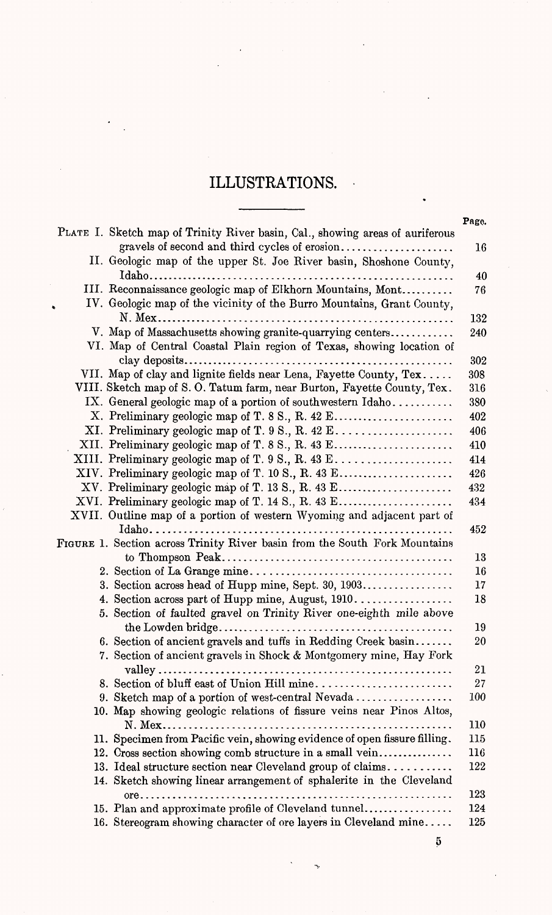# ILLUSTRATIONS.

| | Page. |
|---|---|
| PLATE I. Sketch map of Trinity River basin, Cal., showing areas of auriferous gravels of second and third cycles of erosion | 16 |
| II. Geologic map of the upper St. Joe River basin, Shoshone County, Idaho | 40 |
| III. Reconnaissance geologic map of Elkhorn Mountains, Mont | 76 |
| IV. Geologic map of the vicinity of the Burro Mountains, Grant County, N. Mex | 132 |
| V. Map of Massachusetts showing granite-quarrying centers | 240 |
| VI. Map of Central Coastal Plain region of Texas, showing location of clay deposits | 302 |
| VII. Map of clay and lignite fields near Lena, Fayette County, Tex | 308 |
| VIII. Sketch map of S. O. Tatum farm, near Burton, Fayette County, Tex. | 316 |
| IX. General geologic map of a portion of southwestern Idaho | 380 |
| X. Preliminary geologic map of T. 8 S., R. 42 E | 402 |
| XI. Preliminary geologic map of T. 9 S., R. 42 E | 406 |
| XII. Preliminary geologic map of T. 8 S., R. 43 E | 410 |
| XIII. Preliminary geologic map of T. 9 S., R. 43 E | 414 |
| XIV. Preliminary geologic map of T. 10 S., R. 43 E | 426 |
| XV. Preliminary geologic map of T. 13 S., R. 43 E | 432 |
| XVI. Preliminary geologic map of T. 14 S., R. 43 E | 434 |
| XVII. Outline map of a portion of western Wyoming and adjacent part of Idaho | 452 |
| FIGURE 1. Section across Trinity River basin from the South Fork Mountains to Thompson Peak | 13 |
| 2. Section of La Grange mine | 16 |
| 3. Section across head of Hupp mine, Sept. 30, 1903 | 17 |
| 4. Section across part of Hupp mine, August, 1910 | 18 |
| 5. Section of faulted gravel on Trinity River one-eighth mile above the Lowden bridge | 19 |
| 6. Section of ancient gravels and tuffs in Redding Creek basin | 20 |
| 7. Section of ancient gravels in Shock & Montgomery mine, Hay Fork valley | 21 |
| 8. Section of bluff east of Union Hill mine | 27 |
| 9. Sketch map of a portion of west-central Nevada | 100 |
| 10. Map showing geologic relations of fissure veins near Pinos Altos, N. Mex | 110 |
| 11. Specimen from Pacific vein, showing evidence of open fissure filling. | 115 |
| 12. Cross section showing comb structure in a small vein | 116 |
| 13. Ideal structure section near Cleveland group of claims | 122 |
| 14. Sketch showing linear arrangement of sphalerite in the Cleveland ore | 123 |
| 15. Plan and approximate profile of Cleveland tunnel | 124 |
| 16. Stereogram showing character of ore layers in Cleveland mine | 125 |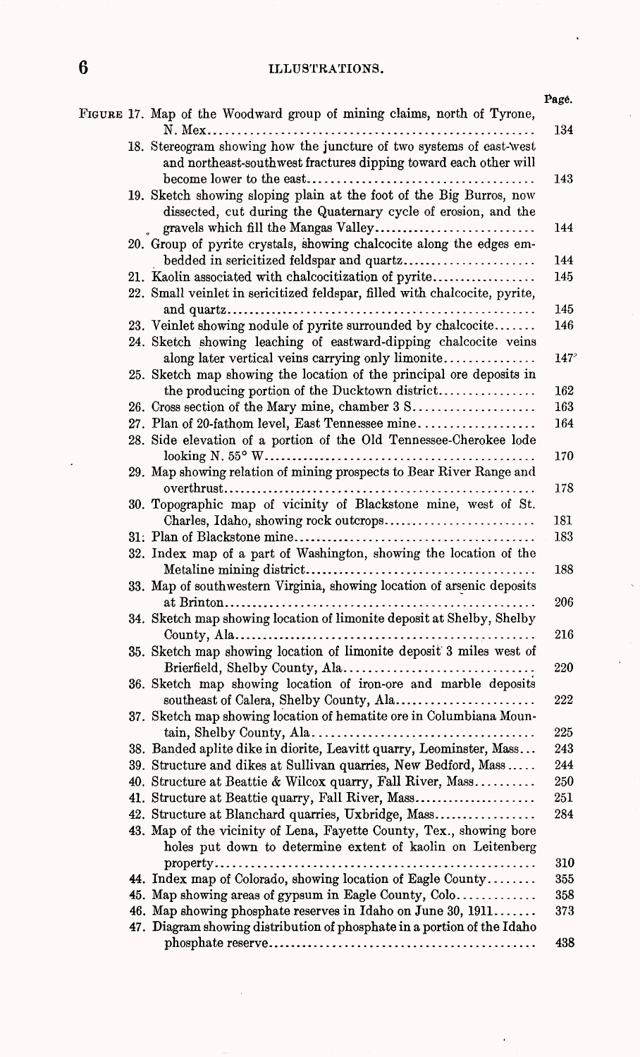Page.

FIGURE 17. Map of the Woodward group of mining claims, north of Tyrone, N. Mex.......... 134

18. Stereogram showing how the juncture of two systems of east-west and northeast-southwest fractures dipping toward each other will become lower to the east.......... 143
19. Sketch showing sloping plain at the foot of the Big Burros, now dissected, cut during the Quaternary cycle of erosion, and the gravels which fill the Mangas Valley.......... 144
20. Group of pyrite crystals, showing chalcocite along the edges embedded in sericitized feldspar and quartz.......... 144
21. Kaolin associated with chalcocitization of pyrite.......... 145
22. Small veinlet in sericitized feldspar, filled with chalcocite, pyrite, and quartz.......... 145
23. Veinlet showing nodule of pyrite surrounded by chalcocite.......... 146
24. Sketch showing leaching of eastward-dipping chalcocite veins along later vertical veins carrying only limonite.......... 147
25. Sketch map showing the location of the principal ore deposits in the producing portion of the Ducktown district.......... 162
26. Cross section of the Mary mine, chamber 3 S.......... 163
27. Plan of 20-fathom level, East Tennessee mine.......... 164
28. Side elevation of a portion of the Old Tennessee-Cherokee lode looking N. 55° W.......... 170
29. Map showing relation of mining prospects to Bear River Range and overthrust.......... 178
30. Topographic map of vicinity of Blackstone mine, west of St. Charles, Idaho, showing rock outcrops.......... 181
31. Plan of Blackstone mine.......... 183
32. Index map of a part of Washington, showing the location of the Metaline mining district.......... 188
33. Map of southwestern Virginia, showing location of arsenic deposits at Brinton.......... 206
34. Sketch map showing location of limonite deposit at Shelby, Shelby County, Ala.......... 216
35. Sketch map showing location of limonite deposit 3 miles west of Brierfield, Shelby County, Ala.......... 220
36. Sketch map showing location of iron-ore and marble deposits southeast of Calera, Shelby County, Ala.......... 222
37. Sketch map showing location of hematite ore in Columbiana Mountain, Shelby County, Ala.......... 225
38. Banded aplite dike in diorite, Leavitt quarry, Leominster, Mass.......... 243
39. Structure and dikes at Sullivan quarries, New Bedford, Mass.......... 244
40. Structure at Beattie & Wilcox quarry, Fall River, Mass.......... 250
41. Structure at Beattie quarry, Fall River, Mass.......... 251
42. Structure at Blanchard quarries, Uxbridge, Mass.......... 284
43. Map of the vicinity of Lena, Fayette County, Tex., showing bore holes put down to determine extent of kaolin on Leitenberg property.......... 310
44. Index map of Colorado, showing location of Eagle County.......... 355
45. Map showing areas of gypsum in Eagle County, Colo.......... 358
46. Map showing phosphate reserves in Idaho on June 30, 1911.......... 373
47. Diagram showing distribution of phosphate in a portion of the Idaho phosphate reserve.......... 438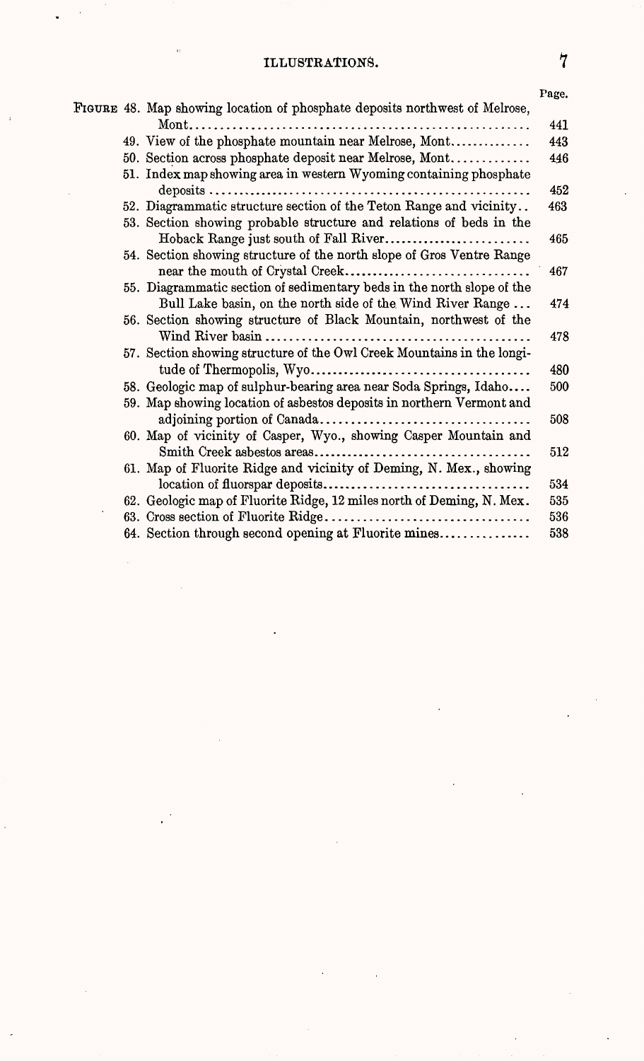| | Page. |
|---|---|
| FIGURE 48. Map showing location of phosphate deposits northwest of Melrose, Mont | 441 |
| 49. View of the phosphate mountain near Melrose, Mont | 443 |
| 50. Section across phosphate deposit near Melrose, Mont | 446 |
| 51. Index map showing area in western Wyoming containing phosphate deposits | 452 |
| 52. Diagrammatic structure section of the Teton Range and vicinity | 463 |
| 53. Section showing probable structure and relations of beds in the Hoback Range just south of Fall River | 465 |
| 54. Section showing structure of the north slope of Gros Ventre Range near the mouth of Crystal Creek | 467 |
| 55. Diagrammatic section of sedimentary beds in the north slope of the Bull Lake basin, on the north side of the Wind River Range | 474 |
| 56. Section showing structure of Black Mountain, northwest of the Wind River basin | 478 |
| 57. Section showing structure of the Owl Creek Mountains in the longitude of Thermopolis, Wyo | 480 |
| 58. Geologic map of sulphur-bearing area near Soda Springs, Idaho | 500 |
| 59. Map showing location of asbestos deposits in northern Vermont and adjoining portion of Canada | 508 |
| 60. Map of vicinity of Casper, Wyo., showing Casper Mountain and Smith Creek asbestos areas | 512 |
| 61. Map of Fluorite Ridge and vicinity of Deming, N. Mex., showing location of fluorspar deposits | 534 |
| 62. Geologic map of Fluorite Ridge, 12 miles north of Deming, N. Mex. | 535 |
| 63. Cross section of Fluorite Ridge | 536 |
| 64. Section through second opening at Fluorite mines | 538 |